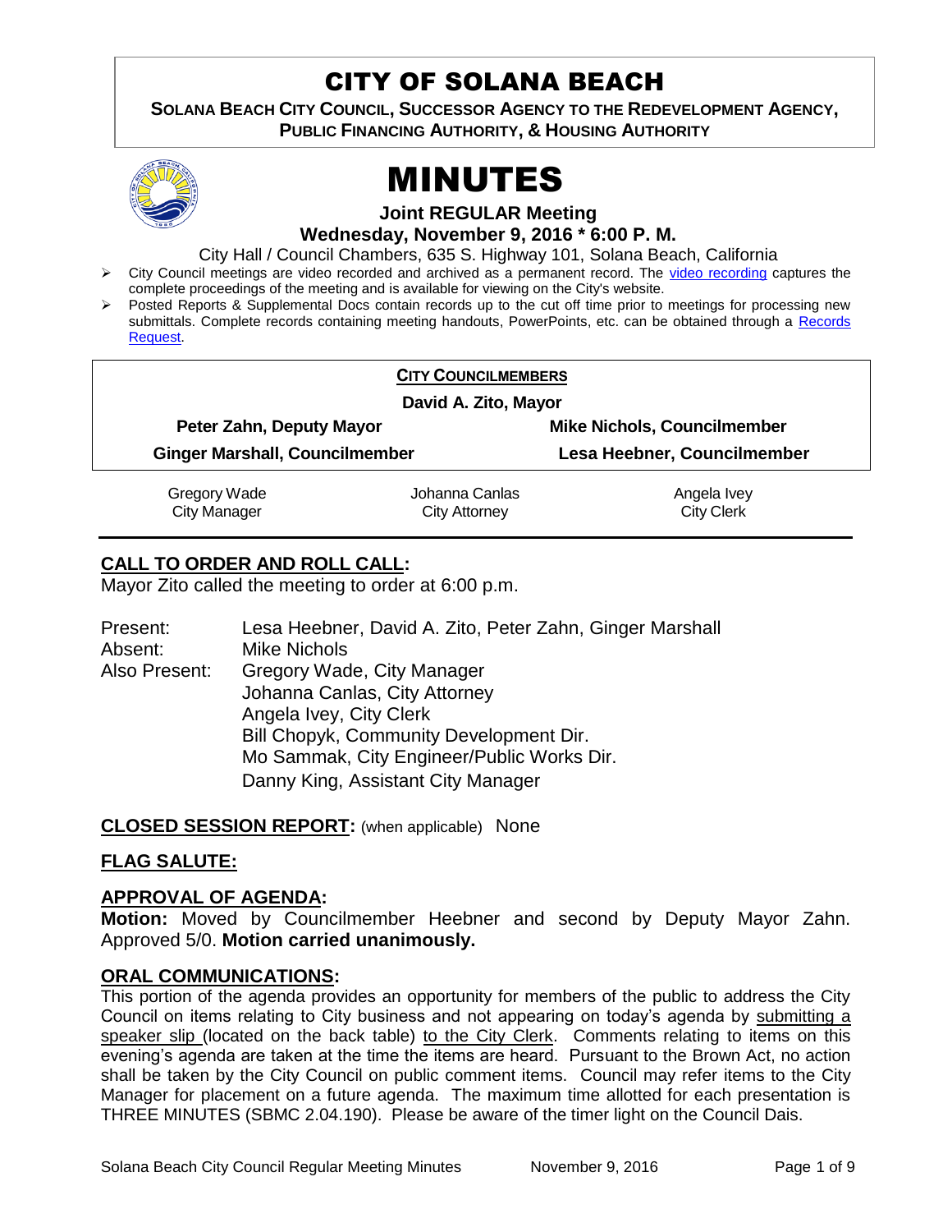# CITY OF SOLANA BEACH

**SOLANA BEACH CITY COUNCIL, SUCCESSOR AGENCY TO THE REDEVELOPMENT AGENCY, PUBLIC FINANCING AUTHORITY, & HOUSING AUTHORITY**

# MINUTES

**Joint REGULAR Meeting**
**Wednesday, November 9, 2016 * 6:00 P. M.**

City Hall / Council Chambers, 635 S. Highway 101, Solana Beach, California

- City Council meetings are video recorded and archived as a permanent record. The video recording captures the complete proceedings of the meeting and is available for viewing on the City's website.
- Posted Reports & Supplemental Docs contain records up to the cut off time prior to meetings for processing new submittals. Complete records containing meeting handouts, PowerPoints, etc. can be obtained through a Records Request.

**CITY COUNCILMEMBERS**

**David A. Zito, Mayor**

| | |
|---|---|
| **Peter Zahn, Deputy Mayor** | **Mike Nichols, Councilmember** |
| **Ginger Marshall, Councilmember** | **Lesa Heebner, Councilmember** |

| Gregory Wade | Johanna Canlas | Angela Ivey |
|---|---|---|
| City Manager | City Attorney | City Clerk |

## CALL TO ORDER AND ROLL CALL:

Mayor Zito called the meeting to order at 6:00 p.m.

Present: Lesa Heebner, David A. Zito, Peter Zahn, Ginger Marshall
Absent: Mike Nichols
Also Present: Gregory Wade, City Manager
Johanna Canlas, City Attorney
Angela Ivey, City Clerk
Bill Chopyk, Community Development Dir.
Mo Sammak, City Engineer/Public Works Dir.
Danny King, Assistant City Manager

## CLOSED SESSION REPORT: (when applicable) None

## FLAG SALUTE:

## APPROVAL OF AGENDA:

**Motion:** Moved by Councilmember Heebner and second by Deputy Mayor Zahn. Approved 5/0. **Motion carried unanimously.**

## ORAL COMMUNICATIONS:

This portion of the agenda provides an opportunity for members of the public to address the City Council on items relating to City business and not appearing on today's agenda by submitting a speaker slip (located on the back table) to the City Clerk. Comments relating to items on this evening's agenda are taken at the time the items are heard. Pursuant to the Brown Act, no action shall be taken by the City Council on public comment items. Council may refer items to the City Manager for placement on a future agenda. The maximum time allotted for each presentation is THREE MINUTES (SBMC 2.04.190). Please be aware of the timer light on the Council Dais.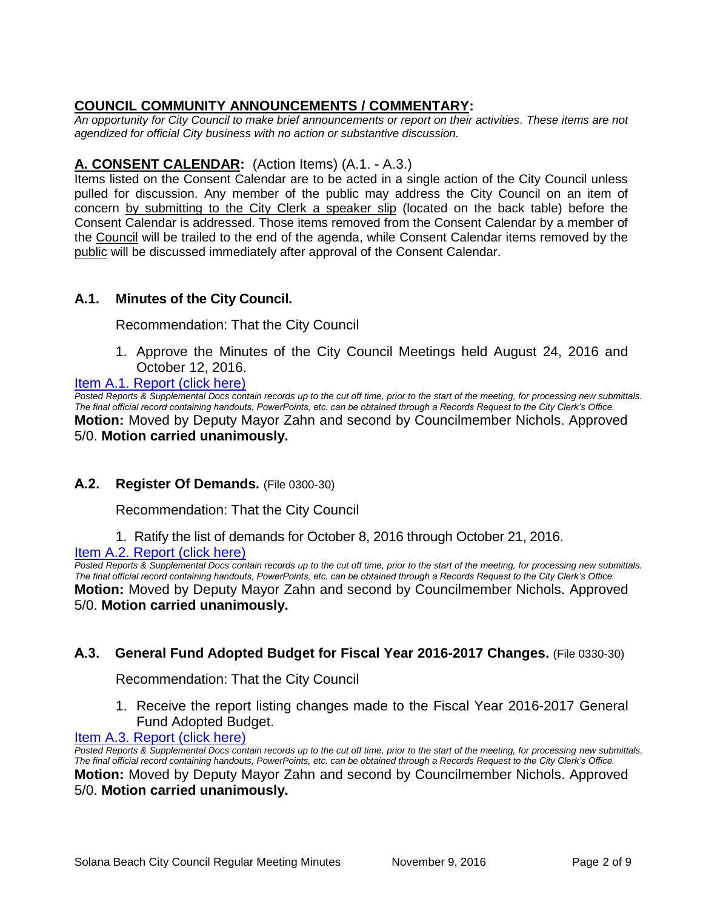## **COUNCIL COMMUNITY ANNOUNCEMENTS / COMMENTARY:**

*An opportunity for City Council to make brief announcements or report on their activities. These items are not agendized for official City business with no action or substantive discussion.*

## **A. CONSENT CALENDAR:** (Action Items) (A.1. - A.3.)

Items listed on the Consent Calendar are to be acted in a single action of the City Council unless pulled for discussion. Any member of the public may address the City Council on an item of concern by submitting to the City Clerk a speaker slip (located on the back table) before the Consent Calendar is addressed. Those items removed from the Consent Calendar by a member of the Council will be trailed to the end of the agenda, while Consent Calendar items removed by the public will be discussed immediately after approval of the Consent Calendar.

### **A.1. Minutes of the City Council.**

Recommendation: That the City Council

1. Approve the Minutes of the City Council Meetings held August 24, 2016 and October 12, 2016.

Item A.1. Report (click here)

*Posted Reports & Supplemental Docs contain records up to the cut off time, prior to the start of the meeting, for processing new submittals. The final official record containing handouts, PowerPoints, etc. can be obtained through a Records Request to the City Clerk's Office.*

**Motion:** Moved by Deputy Mayor Zahn and second by Councilmember Nichols. Approved 5/0. **Motion carried unanimously.**

### **A.2. Register Of Demands.** (File 0300-30)

Recommendation: That the City Council

1. Ratify the list of demands for October 8, 2016 through October 21, 2016.

Item A.2. Report (click here)

*Posted Reports & Supplemental Docs contain records up to the cut off time, prior to the start of the meeting, for processing new submittals. The final official record containing handouts, PowerPoints, etc. can be obtained through a Records Request to the City Clerk's Office.*

**Motion:** Moved by Deputy Mayor Zahn and second by Councilmember Nichols. Approved 5/0. **Motion carried unanimously.**

### **A.3. General Fund Adopted Budget for Fiscal Year 2016-2017 Changes.** (File 0330-30)

Recommendation: That the City Council

1. Receive the report listing changes made to the Fiscal Year 2016-2017 General Fund Adopted Budget.

Item A.3. Report (click here)

*Posted Reports & Supplemental Docs contain records up to the cut off time, prior to the start of the meeting, for processing new submittals. The final official record containing handouts, PowerPoints, etc. can be obtained through a Records Request to the City Clerk's Office.*

**Motion:** Moved by Deputy Mayor Zahn and second by Councilmember Nichols. Approved 5/0. **Motion carried unanimously.**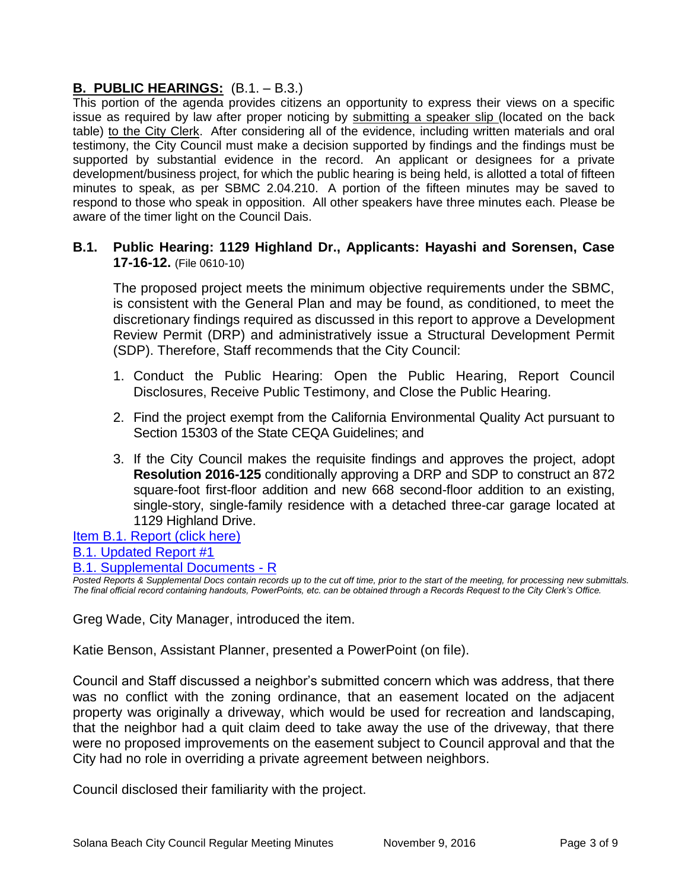## **B. PUBLIC HEARINGS:** (B.1. – B.3.)

This portion of the agenda provides citizens an opportunity to express their views on a specific issue as required by law after proper noticing by submitting a speaker slip (located on the back table) to the City Clerk. After considering all of the evidence, including written materials and oral testimony, the City Council must make a decision supported by findings and the findings must be supported by substantial evidence in the record. An applicant or designees for a private development/business project, for which the public hearing is being held, is allotted a total of fifteen minutes to speak, as per SBMC 2.04.210. A portion of the fifteen minutes may be saved to respond to those who speak in opposition. All other speakers have three minutes each. Please be aware of the timer light on the Council Dais.

### **B.1. Public Hearing: 1129 Highland Dr., Applicants: Hayashi and Sorensen, Case 17-16-12.** (File 0610-10)

The proposed project meets the minimum objective requirements under the SBMC, is consistent with the General Plan and may be found, as conditioned, to meet the discretionary findings required as discussed in this report to approve a Development Review Permit (DRP) and administratively issue a Structural Development Permit (SDP). Therefore, Staff recommends that the City Council:

1. Conduct the Public Hearing: Open the Public Hearing, Report Council Disclosures, Receive Public Testimony, and Close the Public Hearing.
2. Find the project exempt from the California Environmental Quality Act pursuant to Section 15303 of the State CEQA Guidelines; and
3. If the City Council makes the requisite findings and approves the project, adopt **Resolution 2016-125** conditionally approving a DRP and SDP to construct an 872 square-foot first-floor addition and new 668 second-floor addition to an existing, single-story, single-family residence with a detached three-car garage located at 1129 Highland Drive.

Item B.1. Report (click here)
B.1. Updated Report #1
B.1. Supplemental Documents - R

*Posted Reports & Supplemental Docs contain records up to the cut off time, prior to the start of the meeting, for processing new submittals. The final official record containing handouts, PowerPoints, etc. can be obtained through a Records Request to the City Clerk's Office.*

Greg Wade, City Manager, introduced the item.

Katie Benson, Assistant Planner, presented a PowerPoint (on file).

Council and Staff discussed a neighbor's submitted concern which was address, that there was no conflict with the zoning ordinance, that an easement located on the adjacent property was originally a driveway, which would be used for recreation and landscaping, that the neighbor had a quit claim deed to take away the use of the driveway, that there were no proposed improvements on the easement subject to Council approval and that the City had no role in overriding a private agreement between neighbors.

Council disclosed their familiarity with the project.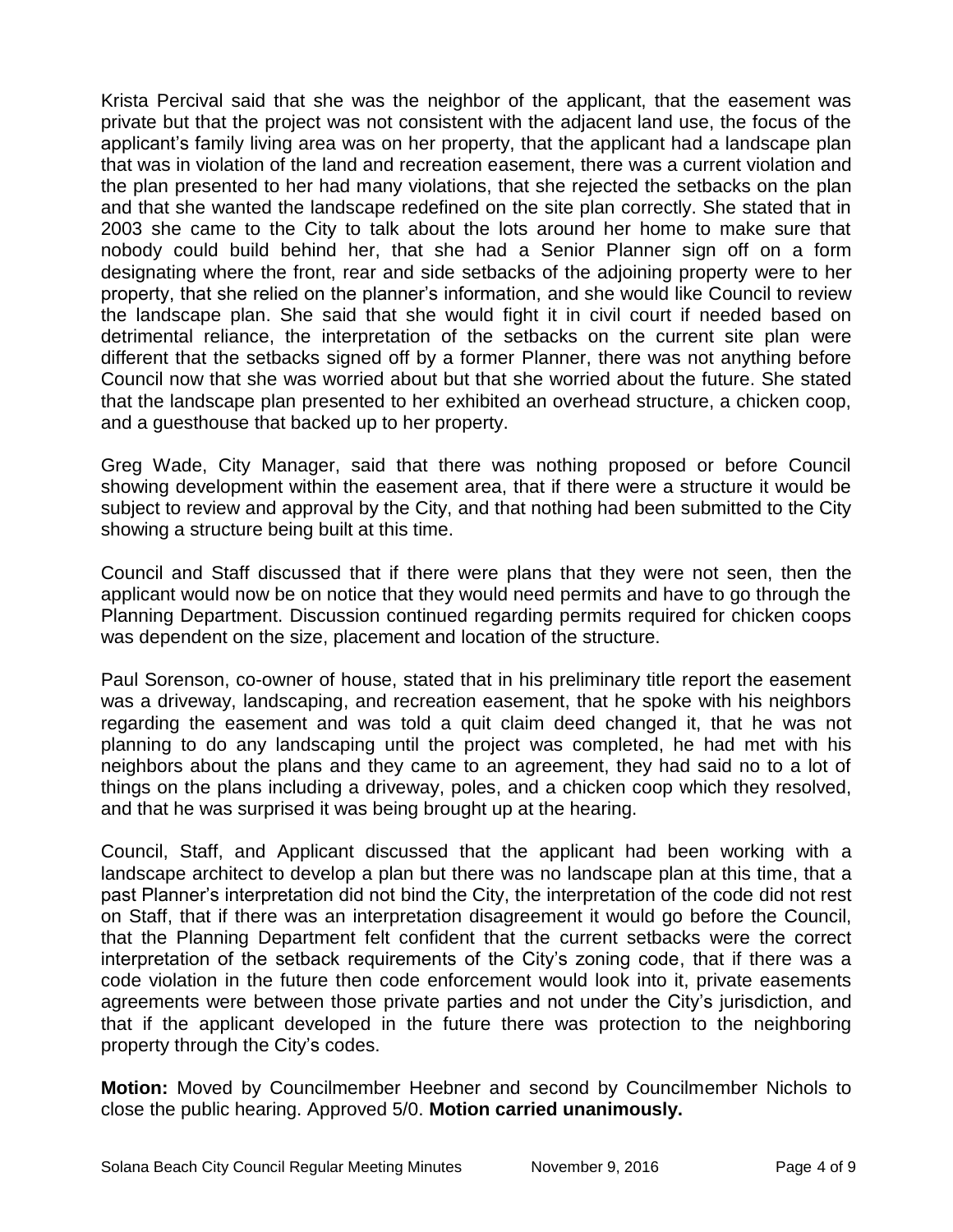Krista Percival said that she was the neighbor of the applicant, that the easement was private but that the project was not consistent with the adjacent land use, the focus of the applicant's family living area was on her property, that the applicant had a landscape plan that was in violation of the land and recreation easement, there was a current violation and the plan presented to her had many violations, that she rejected the setbacks on the plan and that she wanted the landscape redefined on the site plan correctly. She stated that in 2003 she came to the City to talk about the lots around her home to make sure that nobody could build behind her, that she had a Senior Planner sign off on a form designating where the front, rear and side setbacks of the adjoining property were to her property, that she relied on the planner's information, and she would like Council to review the landscape plan. She said that she would fight it in civil court if needed based on detrimental reliance, the interpretation of the setbacks on the current site plan were different that the setbacks signed off by a former Planner, there was not anything before Council now that she was worried about but that she worried about the future. She stated that the landscape plan presented to her exhibited an overhead structure, a chicken coop, and a guesthouse that backed up to her property.

Greg Wade, City Manager, said that there was nothing proposed or before Council showing development within the easement area, that if there were a structure it would be subject to review and approval by the City, and that nothing had been submitted to the City showing a structure being built at this time.

Council and Staff discussed that if there were plans that they were not seen, then the applicant would now be on notice that they would need permits and have to go through the Planning Department. Discussion continued regarding permits required for chicken coops was dependent on the size, placement and location of the structure.

Paul Sorenson, co-owner of house, stated that in his preliminary title report the easement was a driveway, landscaping, and recreation easement, that he spoke with his neighbors regarding the easement and was told a quit claim deed changed it, that he was not planning to do any landscaping until the project was completed, he had met with his neighbors about the plans and they came to an agreement, they had said no to a lot of things on the plans including a driveway, poles, and a chicken coop which they resolved, and that he was surprised it was being brought up at the hearing.

Council, Staff, and Applicant discussed that the applicant had been working with a landscape architect to develop a plan but there was no landscape plan at this time, that a past Planner's interpretation did not bind the City, the interpretation of the code did not rest on Staff, that if there was an interpretation disagreement it would go before the Council, that the Planning Department felt confident that the current setbacks were the correct interpretation of the setback requirements of the City's zoning code, that if there was a code violation in the future then code enforcement would look into it, private easements agreements were between those private parties and not under the City's jurisdiction, and that if the applicant developed in the future there was protection to the neighboring property through the City's codes.

**Motion:** Moved by Councilmember Heebner and second by Councilmember Nichols to close the public hearing. Approved 5/0. **Motion carried unanimously.**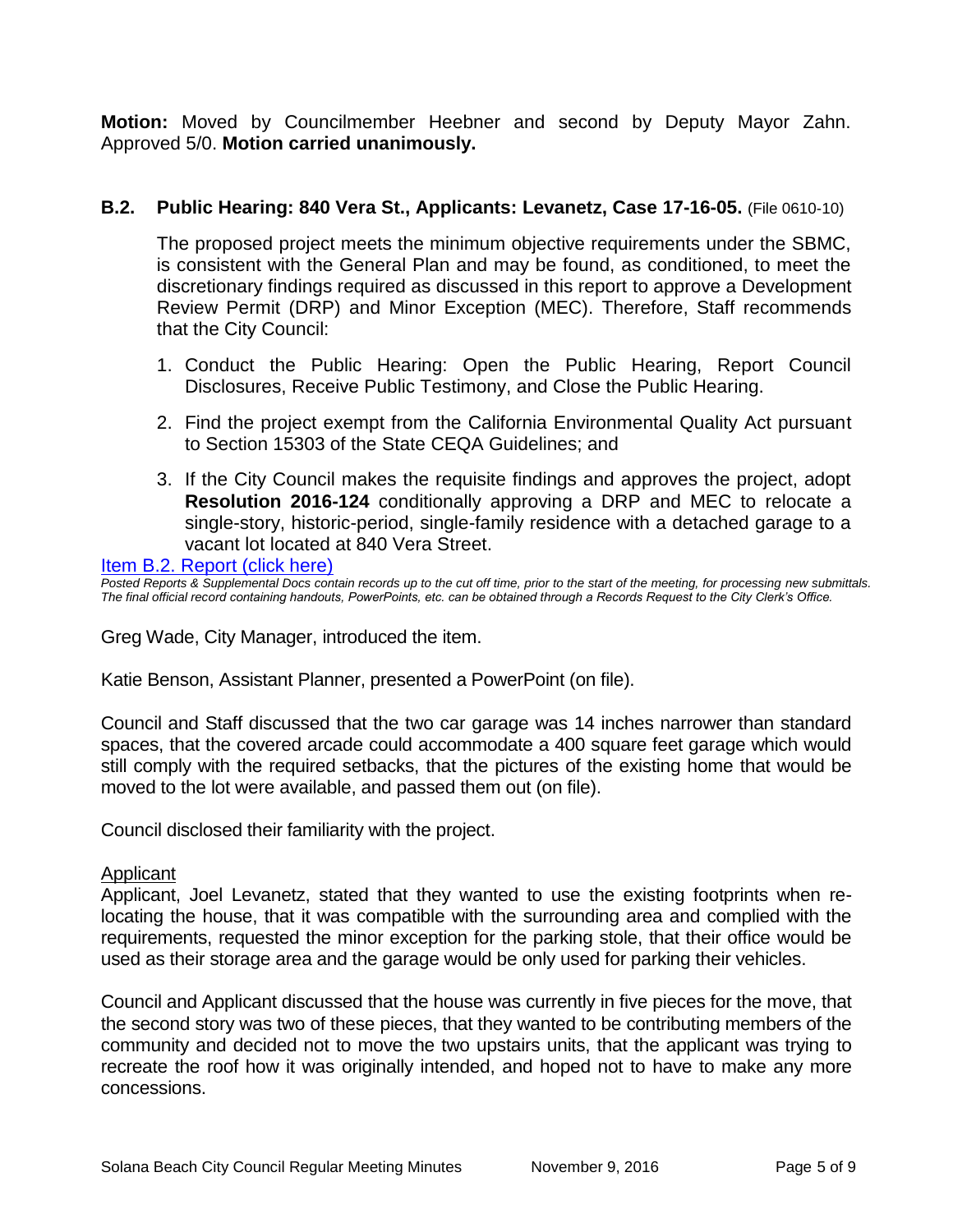**Motion:** Moved by Councilmember Heebner and second by Deputy Mayor Zahn. Approved 5/0. **Motion carried unanimously.**

### B.2. Public Hearing: 840 Vera St., Applicants: Levanetz, Case 17-16-05. (File 0610-10)

The proposed project meets the minimum objective requirements under the SBMC, is consistent with the General Plan and may be found, as conditioned, to meet the discretionary findings required as discussed in this report to approve a Development Review Permit (DRP) and Minor Exception (MEC). Therefore, Staff recommends that the City Council:

1. Conduct the Public Hearing: Open the Public Hearing, Report Council Disclosures, Receive Public Testimony, and Close the Public Hearing.
2. Find the project exempt from the California Environmental Quality Act pursuant to Section 15303 of the State CEQA Guidelines; and
3. If the City Council makes the requisite findings and approves the project, adopt **Resolution 2016-124** conditionally approving a DRP and MEC to relocate a single-story, historic-period, single-family residence with a detached garage to a vacant lot located at 840 Vera Street.

Item B.2. Report (click here)

*Posted Reports & Supplemental Docs contain records up to the cut off time, prior to the start of the meeting, for processing new submittals. The final official record containing handouts, PowerPoints, etc. can be obtained through a Records Request to the City Clerk's Office.*

Greg Wade, City Manager, introduced the item.

Katie Benson, Assistant Planner, presented a PowerPoint (on file).

Council and Staff discussed that the two car garage was 14 inches narrower than standard spaces, that the covered arcade could accommodate a 400 square feet garage which would still comply with the required setbacks, that the pictures of the existing home that would be moved to the lot were available, and passed them out (on file).

Council disclosed their familiarity with the project.

Applicant

Applicant, Joel Levanetz, stated that they wanted to use the existing footprints when re-locating the house, that it was compatible with the surrounding area and complied with the requirements, requested the minor exception for the parking stole, that their office would be used as their storage area and the garage would be only used for parking their vehicles.

Council and Applicant discussed that the house was currently in five pieces for the move, that the second story was two of these pieces, that they wanted to be contributing members of the community and decided not to move the two upstairs units, that the applicant was trying to recreate the roof how it was originally intended, and hoped not to have to make any more concessions.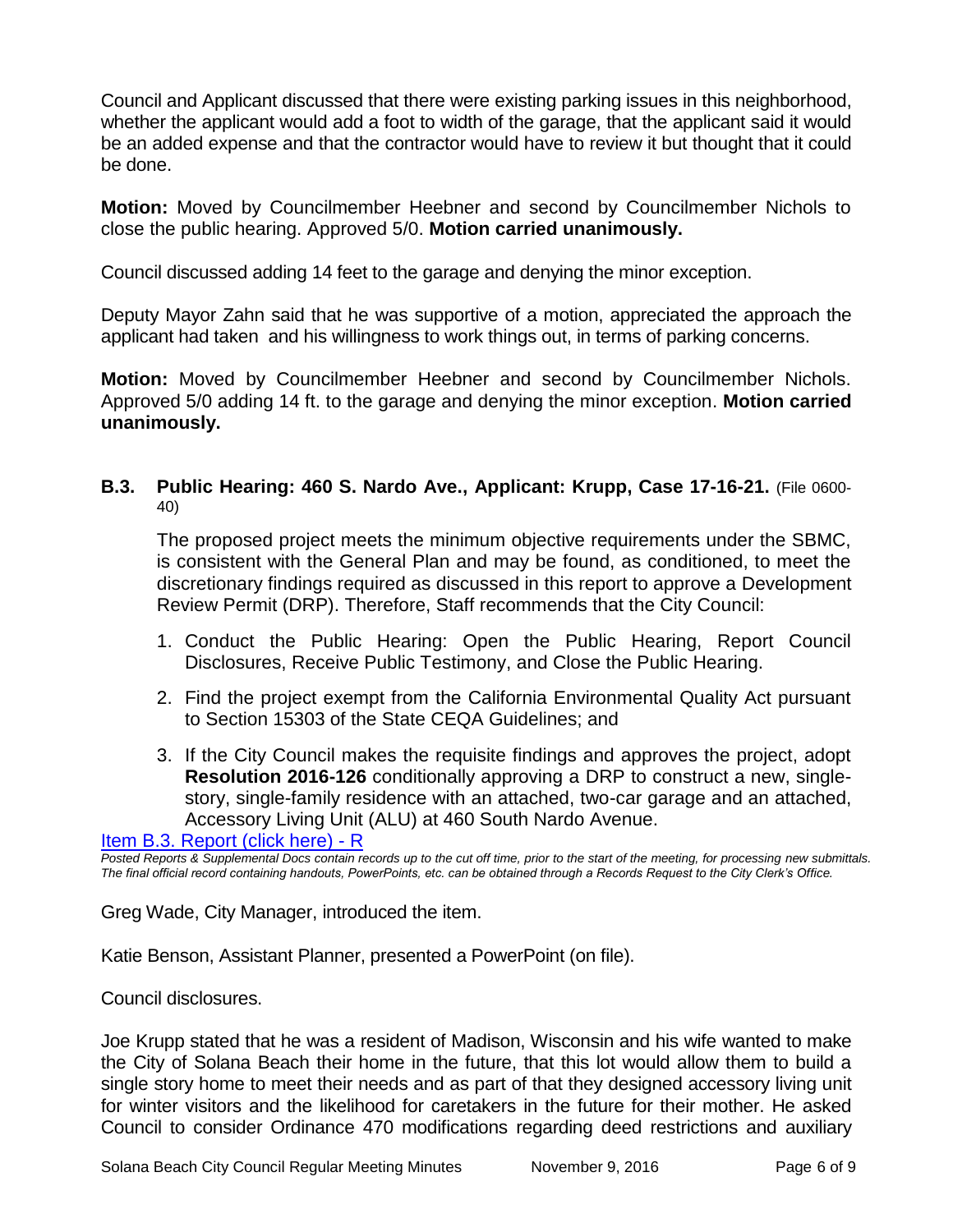Council and Applicant discussed that there were existing parking issues in this neighborhood, whether the applicant would add a foot to width of the garage, that the applicant said it would be an added expense and that the contractor would have to review it but thought that it could be done.

**Motion:** Moved by Councilmember Heebner and second by Councilmember Nichols to close the public hearing. Approved 5/0. **Motion carried unanimously.**

Council discussed adding 14 feet to the garage and denying the minor exception.

Deputy Mayor Zahn said that he was supportive of a motion, appreciated the approach the applicant had taken and his willingness to work things out, in terms of parking concerns.

**Motion:** Moved by Councilmember Heebner and second by Councilmember Nichols. Approved 5/0 adding 14 ft. to the garage and denying the minor exception. **Motion carried unanimously.**

### B.3. Public Hearing: 460 S. Nardo Ave., Applicant: Krupp, Case 17-16-21. (File 0600-40)

The proposed project meets the minimum objective requirements under the SBMC, is consistent with the General Plan and may be found, as conditioned, to meet the discretionary findings required as discussed in this report to approve a Development Review Permit (DRP). Therefore, Staff recommends that the City Council:

1. Conduct the Public Hearing: Open the Public Hearing, Report Council Disclosures, Receive Public Testimony, and Close the Public Hearing.
2. Find the project exempt from the California Environmental Quality Act pursuant to Section 15303 of the State CEQA Guidelines; and
3. If the City Council makes the requisite findings and approves the project, adopt **Resolution 2016-126** conditionally approving a DRP to construct a new, single-story, single-family residence with an attached, two-car garage and an attached, Accessory Living Unit (ALU) at 460 South Nardo Avenue.

Item B.3. Report (click here) - R

*Posted Reports & Supplemental Docs contain records up to the cut off time, prior to the start of the meeting, for processing new submittals. The final official record containing handouts, PowerPoints, etc. can be obtained through a Records Request to the City Clerk's Office.*

Greg Wade, City Manager, introduced the item.

Katie Benson, Assistant Planner, presented a PowerPoint (on file).

Council disclosures.

Joe Krupp stated that he was a resident of Madison, Wisconsin and his wife wanted to make the City of Solana Beach their home in the future, that this lot would allow them to build a single story home to meet their needs and as part of that they designed accessory living unit for winter visitors and the likelihood for caretakers in the future for their mother. He asked Council to consider Ordinance 470 modifications regarding deed restrictions and auxiliary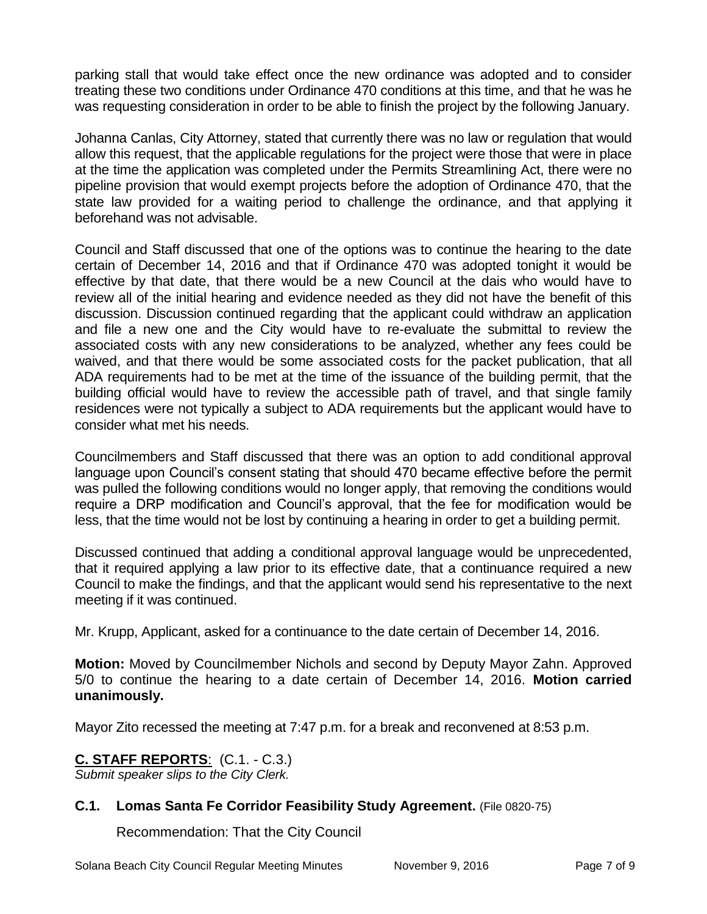parking stall that would take effect once the new ordinance was adopted and to consider treating these two conditions under Ordinance 470 conditions at this time, and that he was he was requesting consideration in order to be able to finish the project by the following January.

Johanna Canlas, City Attorney, stated that currently there was no law or regulation that would allow this request, that the applicable regulations for the project were those that were in place at the time the application was completed under the Permits Streamlining Act, there were no pipeline provision that would exempt projects before the adoption of Ordinance 470, that the state law provided for a waiting period to challenge the ordinance, and that applying it beforehand was not advisable.

Council and Staff discussed that one of the options was to continue the hearing to the date certain of December 14, 2016 and that if Ordinance 470 was adopted tonight it would be effective by that date, that there would be a new Council at the dais who would have to review all of the initial hearing and evidence needed as they did not have the benefit of this discussion. Discussion continued regarding that the applicant could withdraw an application and file a new one and the City would have to re-evaluate the submittal to review the associated costs with any new considerations to be analyzed, whether any fees could be waived, and that there would be some associated costs for the packet publication, that all ADA requirements had to be met at the time of the issuance of the building permit, that the building official would have to review the accessible path of travel, and that single family residences were not typically a subject to ADA requirements but the applicant would have to consider what met his needs.

Councilmembers and Staff discussed that there was an option to add conditional approval language upon Council's consent stating that should 470 became effective before the permit was pulled the following conditions would no longer apply, that removing the conditions would require a DRP modification and Council's approval, that the fee for modification would be less, that the time would not be lost by continuing a hearing in order to get a building permit.

Discussed continued that adding a conditional approval language would be unprecedented, that it required applying a law prior to its effective date, that a continuance required a new Council to make the findings, and that the applicant would send his representative to the next meeting if it was continued.

Mr. Krupp, Applicant, asked for a continuance to the date certain of December 14, 2016.

**Motion:** Moved by Councilmember Nichols and second by Deputy Mayor Zahn. Approved 5/0 to continue the hearing to a date certain of December 14, 2016. **Motion carried unanimously.**

Mayor Zito recessed the meeting at 7:47 p.m. for a break and reconvened at 8:53 p.m.

## **C. STAFF REPORTS**: (C.1. - C.3.)

*Submit speaker slips to the City Clerk.*

### **C.1. Lomas Santa Fe Corridor Feasibility Study Agreement.** (File 0820-75)

Recommendation: That the City Council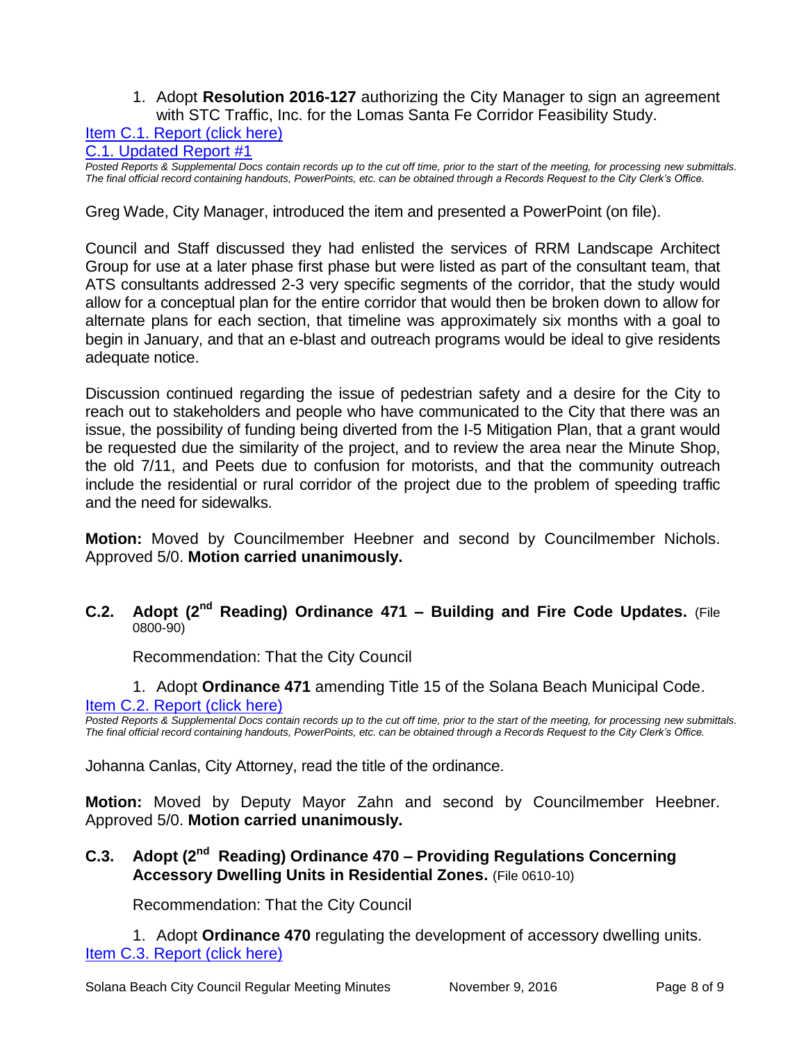1. Adopt **Resolution 2016-127** authorizing the City Manager to sign an agreement with STC Traffic, Inc. for the Lomas Santa Fe Corridor Feasibility Study.

Item C.1. Report (click here)

C.1. Updated Report #1

*Posted Reports & Supplemental Docs contain records up to the cut off time, prior to the start of the meeting, for processing new submittals. The final official record containing handouts, PowerPoints, etc. can be obtained through a Records Request to the City Clerk's Office.*

Greg Wade, City Manager, introduced the item and presented a PowerPoint (on file).

Council and Staff discussed they had enlisted the services of RRM Landscape Architect Group for use at a later phase first phase but were listed as part of the consultant team, that ATS consultants addressed 2-3 very specific segments of the corridor, that the study would allow for a conceptual plan for the entire corridor that would then be broken down to allow for alternate plans for each section, that timeline was approximately six months with a goal to begin in January, and that an e-blast and outreach programs would be ideal to give residents adequate notice.

Discussion continued regarding the issue of pedestrian safety and a desire for the City to reach out to stakeholders and people who have communicated to the City that there was an issue, the possibility of funding being diverted from the I-5 Mitigation Plan, that a grant would be requested due the similarity of the project, and to review the area near the Minute Shop, the old 7/11, and Peets due to confusion for motorists, and that the community outreach include the residential or rural corridor of the project due to the problem of speeding traffic and the need for sidewalks.

**Motion:** Moved by Councilmember Heebner and second by Councilmember Nichols. Approved 5/0. **Motion carried unanimously.**

### C.2. Adopt (2nd Reading) Ordinance 471 – Building and Fire Code Updates. (File 0800-90)

Recommendation: That the City Council

1. Adopt **Ordinance 471** amending Title 15 of the Solana Beach Municipal Code.

Item C.2. Report (click here)

*Posted Reports & Supplemental Docs contain records up to the cut off time, prior to the start of the meeting, for processing new submittals. The final official record containing handouts, PowerPoints, etc. can be obtained through a Records Request to the City Clerk's Office.*

Johanna Canlas, City Attorney, read the title of the ordinance.

**Motion:** Moved by Deputy Mayor Zahn and second by Councilmember Heebner. Approved 5/0. **Motion carried unanimously.**

### C.3. Adopt (2nd Reading) Ordinance 470 – Providing Regulations Concerning Accessory Dwelling Units in Residential Zones. (File 0610-10)

Recommendation: That the City Council

1. Adopt **Ordinance 470** regulating the development of accessory dwelling units.

Item C.3. Report (click here)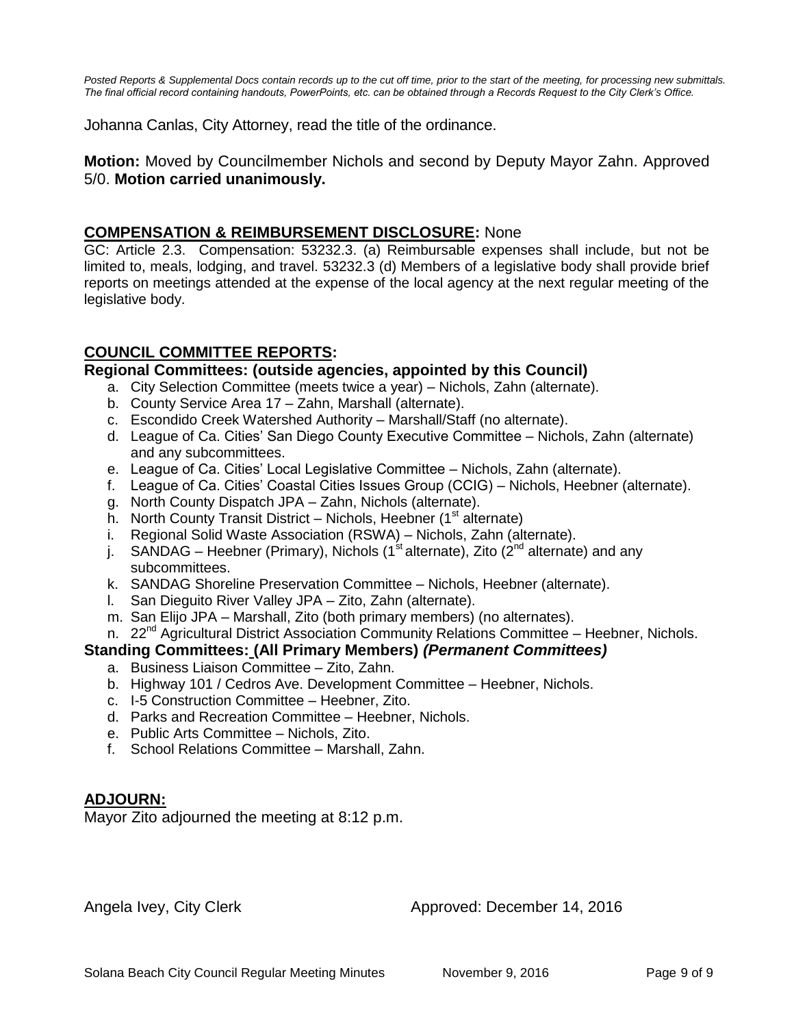*Posted Reports & Supplemental Docs contain records up to the cut off time, prior to the start of the meeting, for processing new submittals. The final official record containing handouts, PowerPoints, etc. can be obtained through a Records Request to the City Clerk's Office.*

Johanna Canlas, City Attorney, read the title of the ordinance.

**Motion:** Moved by Councilmember Nichols and second by Deputy Mayor Zahn. Approved 5/0. **Motion carried unanimously.**

## COMPENSATION & REIMBURSEMENT DISCLOSURE: None

GC: Article 2.3. Compensation: 53232.3. (a) Reimbursable expenses shall include, but not be limited to, meals, lodging, and travel. 53232.3 (d) Members of a legislative body shall provide brief reports on meetings attended at the expense of the local agency at the next regular meeting of the legislative body.

## COUNCIL COMMITTEE REPORTS:

### Regional Committees: (outside agencies, appointed by this Council)

a. City Selection Committee (meets twice a year) – Nichols, Zahn (alternate).
b. County Service Area 17 – Zahn, Marshall (alternate).
c. Escondido Creek Watershed Authority – Marshall/Staff (no alternate).
d. League of Ca. Cities' San Diego County Executive Committee – Nichols, Zahn (alternate) and any subcommittees.
e. League of Ca. Cities' Local Legislative Committee – Nichols, Zahn (alternate).
f. League of Ca. Cities' Coastal Cities Issues Group (CCIG) – Nichols, Heebner (alternate).
g. North County Dispatch JPA – Zahn, Nichols (alternate).
h. North County Transit District – Nichols, Heebner (1st alternate)
i. Regional Solid Waste Association (RSWA) – Nichols, Zahn (alternate).
j. SANDAG – Heebner (Primary), Nichols (1st alternate), Zito (2nd alternate) and any subcommittees.
k. SANDAG Shoreline Preservation Committee – Nichols, Heebner (alternate).
l. San Dieguito River Valley JPA – Zito, Zahn (alternate).
m. San Elijo JPA – Marshall, Zito (both primary members) (no alternates).
n. 22nd Agricultural District Association Community Relations Committee – Heebner, Nichols.

### Standing Committees: (All Primary Members) *(Permanent Committees)*

a. Business Liaison Committee – Zito, Zahn.
b. Highway 101 / Cedros Ave. Development Committee – Heebner, Nichols.
c. I-5 Construction Committee – Heebner, Zito.
d. Parks and Recreation Committee – Heebner, Nichols.
e. Public Arts Committee – Nichols, Zito.
f. School Relations Committee – Marshall, Zahn.

## ADJOURN:

Mayor Zito adjourned the meeting at 8:12 p.m.

Angela Ivey, City Clerk                Approved: December 14, 2016